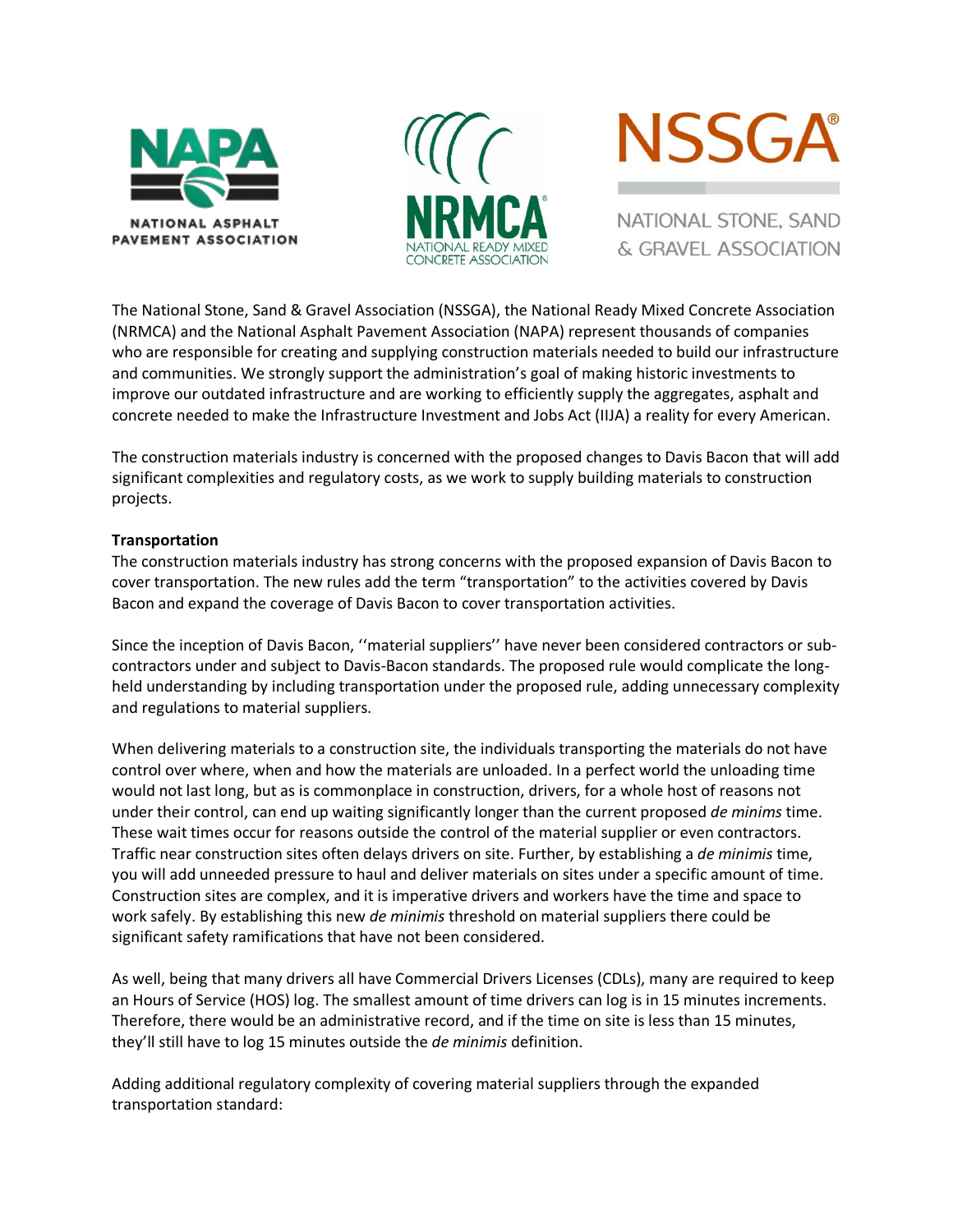NATIONAL ASPHALT PAVEMENT ASSOCIATION

NATIONAL READY MIXED CONCRETE ASSOCIATION

NATIONAL STONE, SAND & GRAVEL ASSOCIATION

The National Stone, Sand & Gravel Association (NSSGA), the National Ready Mixed Concrete Association (NRMCA) and the National Asphalt Pavement Association (NAPA) represent thousands of companies who are responsible for creating and supplying construction materials needed to build our infrastructure and communities. We strongly support the administration's goal of making historic investments to improve our outdated infrastructure and are working to efficiently supply the aggregates, asphalt and concrete needed to make the Infrastructure Investment and Jobs Act (IIJA) a reality for every American.

The construction materials industry is concerned with the proposed changes to Davis Bacon that will add significant complexities and regulatory costs, as we work to supply building materials to construction projects.

**Transportation**

The construction materials industry has strong concerns with the proposed expansion of Davis Bacon to cover transportation. The new rules add the term "transportation" to the activities covered by Davis Bacon and expand the coverage of Davis Bacon to cover transportation activities.

Since the inception of Davis Bacon, ''material suppliers'' have never been considered contractors or sub-contractors under and subject to Davis-Bacon standards. The proposed rule would complicate the long-held understanding by including transportation under the proposed rule, adding unnecessary complexity and regulations to material suppliers.

When delivering materials to a construction site, the individuals transporting the materials do not have control over where, when and how the materials are unloaded. In a perfect world the unloading time would not last long, but as is commonplace in construction, drivers, for a whole host of reasons not under their control, can end up waiting significantly longer than the current proposed *de minims* time. These wait times occur for reasons outside the control of the material supplier or even contractors. Traffic near construction sites often delays drivers on site. Further, by establishing a *de minimis* time, you will add unneeded pressure to haul and deliver materials on sites under a specific amount of time. Construction sites are complex, and it is imperative drivers and workers have the time and space to work safely. By establishing this new *de minimis* threshold on material suppliers there could be significant safety ramifications that have not been considered.

As well, being that many drivers all have Commercial Drivers Licenses (CDLs), many are required to keep an Hours of Service (HOS) log. The smallest amount of time drivers can log is in 15 minutes increments. Therefore, there would be an administrative record, and if the time on site is less than 15 minutes, they'll still have to log 15 minutes outside the *de minimis* definition.

Adding additional regulatory complexity of covering material suppliers through the expanded transportation standard: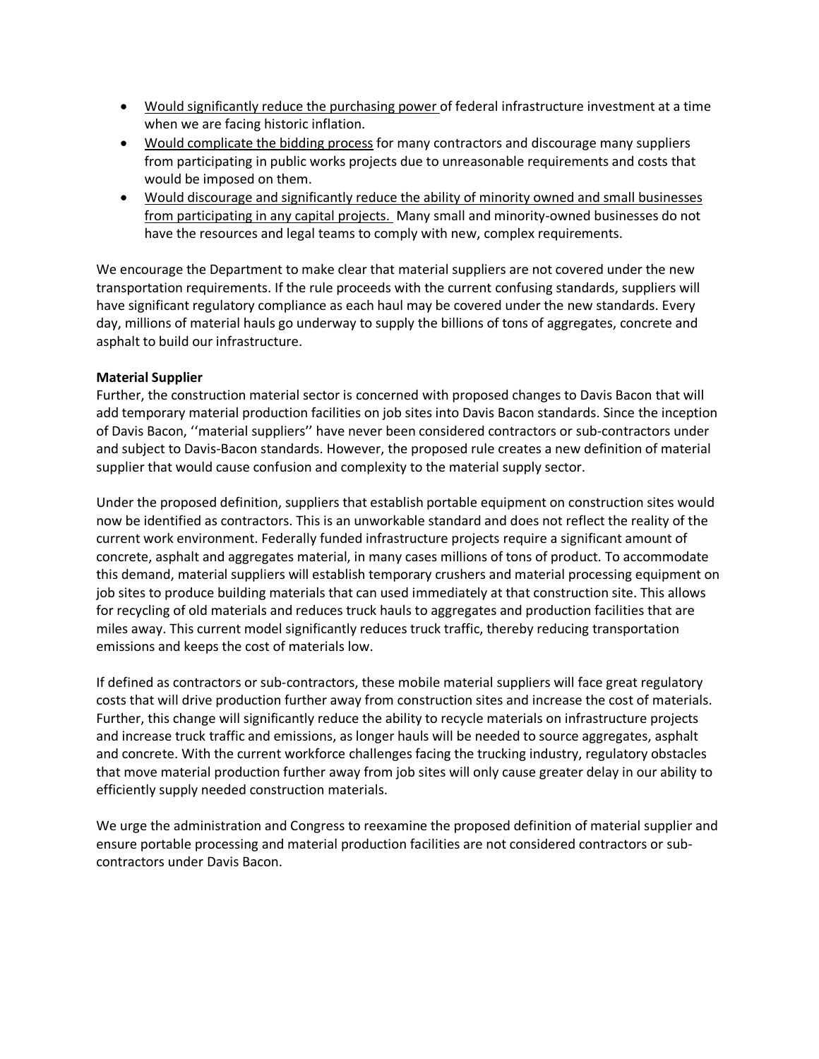- Would significantly reduce the purchasing power of federal infrastructure investment at a time when we are facing historic inflation.
- Would complicate the bidding process for many contractors and discourage many suppliers from participating in public works projects due to unreasonable requirements and costs that would be imposed on them.
- Would discourage and significantly reduce the ability of minority owned and small businesses from participating in any capital projects. Many small and minority-owned businesses do not have the resources and legal teams to comply with new, complex requirements.

We encourage the Department to make clear that material suppliers are not covered under the new transportation requirements. If the rule proceeds with the current confusing standards, suppliers will have significant regulatory compliance as each haul may be covered under the new standards. Every day, millions of material hauls go underway to supply the billions of tons of aggregates, concrete and asphalt to build our infrastructure.

**Material Supplier**

Further, the construction material sector is concerned with proposed changes to Davis Bacon that will add temporary material production facilities on job sites into Davis Bacon standards. Since the inception of Davis Bacon, ''material suppliers'' have never been considered contractors or sub-contractors under and subject to Davis-Bacon standards. However, the proposed rule creates a new definition of material supplier that would cause confusion and complexity to the material supply sector.

Under the proposed definition, suppliers that establish portable equipment on construction sites would now be identified as contractors. This is an unworkable standard and does not reflect the reality of the current work environment. Federally funded infrastructure projects require a significant amount of concrete, asphalt and aggregates material, in many cases millions of tons of product. To accommodate this demand, material suppliers will establish temporary crushers and material processing equipment on job sites to produce building materials that can used immediately at that construction site. This allows for recycling of old materials and reduces truck hauls to aggregates and production facilities that are miles away. This current model significantly reduces truck traffic, thereby reducing transportation emissions and keeps the cost of materials low.

If defined as contractors or sub-contractors, these mobile material suppliers will face great regulatory costs that will drive production further away from construction sites and increase the cost of materials. Further, this change will significantly reduce the ability to recycle materials on infrastructure projects and increase truck traffic and emissions, as longer hauls will be needed to source aggregates, asphalt and concrete. With the current workforce challenges facing the trucking industry, regulatory obstacles that move material production further away from job sites will only cause greater delay in our ability to efficiently supply needed construction materials.

We urge the administration and Congress to reexamine the proposed definition of material supplier and ensure portable processing and material production facilities are not considered contractors or sub-contractors under Davis Bacon.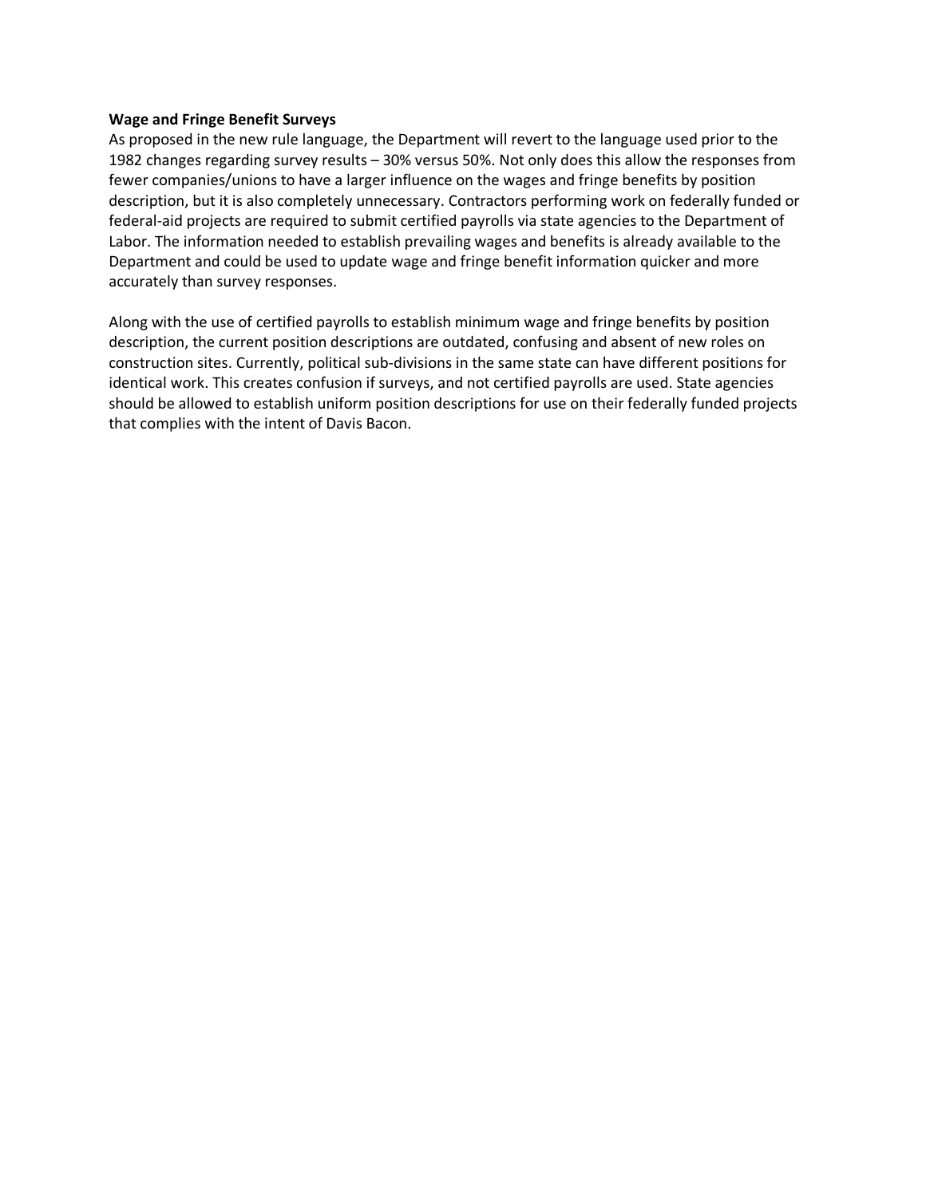**Wage and Fringe Benefit Surveys**

As proposed in the new rule language, the Department will revert to the language used prior to the 1982 changes regarding survey results – 30% versus 50%. Not only does this allow the responses from fewer companies/unions to have a larger influence on the wages and fringe benefits by position description, but it is also completely unnecessary. Contractors performing work on federally funded or federal-aid projects are required to submit certified payrolls via state agencies to the Department of Labor. The information needed to establish prevailing wages and benefits is already available to the Department and could be used to update wage and fringe benefit information quicker and more accurately than survey responses.

Along with the use of certified payrolls to establish minimum wage and fringe benefits by position description, the current position descriptions are outdated, confusing and absent of new roles on construction sites. Currently, political sub-divisions in the same state can have different positions for identical work. This creates confusion if surveys, and not certified payrolls are used. State agencies should be allowed to establish uniform position descriptions for use on their federally funded projects that complies with the intent of Davis Bacon.